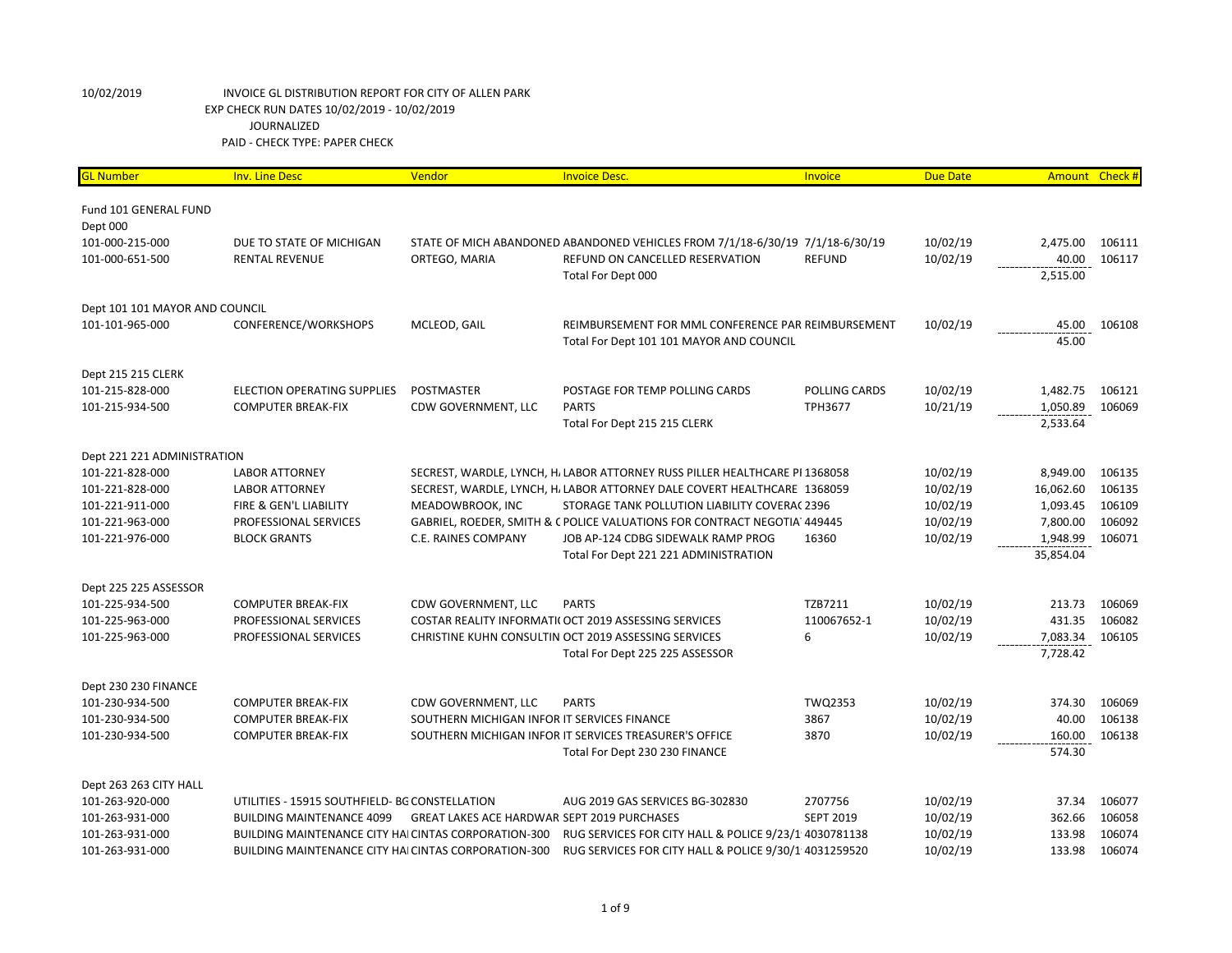10/02/2019 INVOICE GL DISTRIBUTION REPORT FOR CITY OF ALLEN PARK

EXP CHECK RUN DATES 10/02/2019 - 10/02/2019

JOURNALIZED

PAID - CHECK TYPE: PAPER CHECK

| GL Number | Inv. Line Desc | Vendor | Invoice Desc. | Invoice | Due Date | Amount | Check # |
|---|---|---|---|---|---|---|---|
| Fund 101 GENERAL FUND | | | | | | | |
| Dept 000 | | | | | | | |
| 101-000-215-000 | DUE TO STATE OF MICHIGAN | STATE OF MICH ABANDONED | ABANDONED VEHICLES FROM 7/1/18-6/30/19 | 7/1/18-6/30/19 | 10/02/19 | 2,475.00 | 106111 |
| 101-000-651-500 | RENTAL REVENUE | ORTEGO, MARIA | REFUND ON CANCELLED RESERVATION | REFUND | 10/02/19 | 40.00 | 106117 |
| | | | Total For Dept 000 | | | 2,515.00 | |
| Dept 101 101 MAYOR AND COUNCIL | | | | | | | |
| 101-101-965-000 | CONFERENCE/WORKSHOPS | MCLEOD, GAIL | REIMBURSEMENT FOR MML CONFERENCE PAR | REIMBURSEMENT | 10/02/19 | 45.00 | 106108 |
| | | | Total For Dept 101 101 MAYOR AND COUNCIL | | | 45.00 | |
| Dept 215 215 CLERK | | | | | | | |
| 101-215-828-000 | ELECTION OPERATING SUPPLIES | POSTMASTER | POSTAGE FOR TEMP POLLING CARDS | POLLING CARDS | 10/02/19 | 1,482.75 | 106121 |
| 101-215-934-500 | COMPUTER BREAK-FIX | CDW GOVERNMENT, LLC | PARTS | TPH3677 | 10/21/19 | 1,050.89 | 106069 |
| | | | Total For Dept 215 215 CLERK | | | 2,533.64 | |
| Dept 221 221 ADMINISTRATION | | | | | | | |
| 101-221-828-000 | LABOR ATTORNEY | SECREST, WARDLE, LYNCH, H | LABOR ATTORNEY RUSS PILLER HEALTHCARE P | 1368058 | 10/02/19 | 8,949.00 | 106135 |
| 101-221-828-000 | LABOR ATTORNEY | SECREST, WARDLE, LYNCH, H | LABOR ATTORNEY DALE COVERT HEALTHCARE | 1368059 | 10/02/19 | 16,062.60 | 106135 |
| 101-221-911-000 | FIRE & GEN'L LIABILITY | MEADOWBROOK, INC | STORAGE TANK POLLUTION LIABILITY COVERA | 2396 | 10/02/19 | 1,093.45 | 106109 |
| 101-221-963-000 | PROFESSIONAL SERVICES | GABRIEL, ROEDER, SMITH & C | POLICE VALUATIONS FOR CONTRACT NEGOTIA | 449445 | 10/02/19 | 7,800.00 | 106092 |
| 101-221-976-000 | BLOCK GRANTS | C.E. RAINES COMPANY | JOB AP-124 CDBG SIDEWALK RAMP PROG | 16360 | 10/02/19 | 1,948.99 | 106071 |
| | | | Total For Dept 221 221 ADMINISTRATION | | | 35,854.04 | |
| Dept 225 225 ASSESSOR | | | | | | | |
| 101-225-934-500 | COMPUTER BREAK-FIX | CDW GOVERNMENT, LLC | PARTS | TZB7211 | 10/02/19 | 213.73 | 106069 |
| 101-225-963-000 | PROFESSIONAL SERVICES | COSTAR REALITY INFORMATI | OCT 2019 ASSESSING SERVICES | 110067652-1 | 10/02/19 | 431.35 | 106082 |
| 101-225-963-000 | PROFESSIONAL SERVICES | CHRISTINE KUHN CONSULTIN | OCT 2019 ASSESSING SERVICES | 6 | 10/02/19 | 7,083.34 | 106105 |
| | | | Total For Dept 225 225 ASSESSOR | | | 7,728.42 | |
| Dept 230 230 FINANCE | | | | | | | |
| 101-230-934-500 | COMPUTER BREAK-FIX | CDW GOVERNMENT, LLC | PARTS | TWQ2353 | 10/02/19 | 374.30 | 106069 |
| 101-230-934-500 | COMPUTER BREAK-FIX | SOUTHERN MICHIGAN INFOR | IT SERVICES FINANCE | 3867 | 10/02/19 | 40.00 | 106138 |
| 101-230-934-500 | COMPUTER BREAK-FIX | SOUTHERN MICHIGAN INFOR | IT SERVICES TREASURER'S OFFICE | 3870 | 10/02/19 | 160.00 | 106138 |
| | | | Total For Dept 230 230 FINANCE | | | 574.30 | |
| Dept 263 263 CITY HALL | | | | | | | |
| 101-263-920-000 | UTILITIES - 15915 SOUTHFIELD- BG | CONSTELLATION | AUG 2019 GAS SERVICES BG-302830 | 2707756 | 10/02/19 | 37.34 | 106077 |
| 101-263-931-000 | BUILDING MAINTENANCE 4099 | GREAT LAKES ACE HARDWAR | SEPT 2019 PURCHASES | SEPT 2019 | 10/02/19 | 362.66 | 106058 |
| 101-263-931-000 | BUILDING MAINTENANCE CITY HA | CINTAS CORPORATION-300 | RUG SERVICES FOR CITY HALL & POLICE 9/23/1 | 4030781138 | 10/02/19 | 133.98 | 106074 |
| 101-263-931-000 | BUILDING MAINTENANCE CITY HA | CINTAS CORPORATION-300 | RUG SERVICES FOR CITY HALL & POLICE 9/30/1 | 4031259520 | 10/02/19 | 133.98 | 106074 |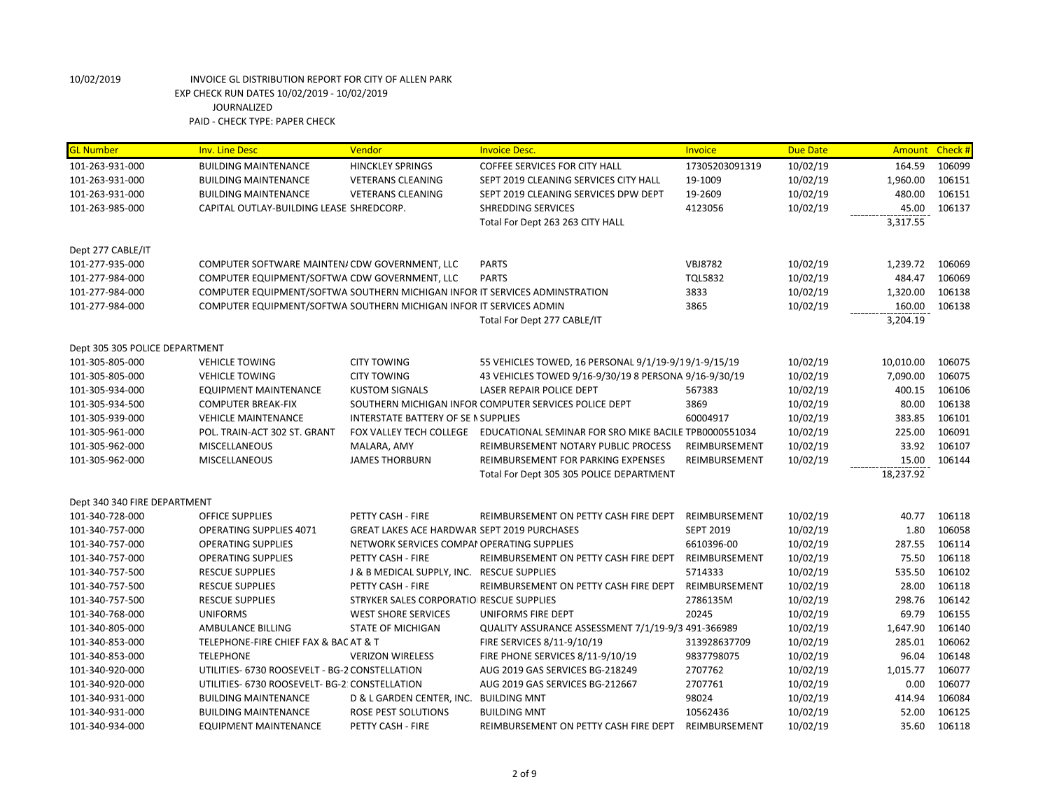10/02/2019 INVOICE GL DISTRIBUTION REPORT FOR CITY OF ALLEN PARK

EXP CHECK RUN DATES 10/02/2019 - 10/02/2019

JOURNALIZED

PAID - CHECK TYPE: PAPER CHECK

| GL Number | Inv. Line Desc | Vendor | Invoice Desc. | Invoice | Due Date | Amount | Check # |
|---|---|---|---|---|---|---|---|
| 101-263-931-000 | BUILDING MAINTENANCE | HINCKLEY SPRINGS | COFFEE SERVICES FOR CITY HALL | 17305203091319 | 10/02/19 | 164.59 | 106099 |
| 101-263-931-000 | BUILDING MAINTENANCE | VETERANS CLEANING | SEPT 2019 CLEANING SERVICES CITY HALL | 19-1009 | 10/02/19 | 1,960.00 | 106151 |
| 101-263-931-000 | BUILDING MAINTENANCE | VETERANS CLEANING | SEPT 2019 CLEANING SERVICES DPW DEPT | 19-2609 | 10/02/19 | 480.00 | 106151 |
| 101-263-985-000 | CAPITAL OUTLAY-BUILDING LEASE | SHREDCORP. | SHREDDING SERVICES | 4123056 | 10/02/19 | 45.00 | 106137 |
| | | | Total For Dept 263 263 CITY HALL | | | 3,317.55 | |
| Dept 277 CABLE/IT | | | | | | | |
| 101-277-935-000 | COMPUTER SOFTWARE MAINTEN/ | CDW GOVERNMENT, LLC | PARTS | VBJ8782 | 10/02/19 | 1,239.72 | 106069 |
| 101-277-984-000 | COMPUTER EQUIPMENT/SOFTWA | CDW GOVERNMENT, LLC | PARTS | TQL5832 | 10/02/19 | 484.47 | 106069 |
| 101-277-984-000 | COMPUTER EQUIPMENT/SOFTWA | SOUTHERN MICHIGAN INFOR | IT SERVICES ADMINSTRATION | 3833 | 10/02/19 | 1,320.00 | 106138 |
| 101-277-984-000 | COMPUTER EQUIPMENT/SOFTWA | SOUTHERN MICHIGAN INFOR | IT SERVICES ADMIN | 3865 | 10/02/19 | 160.00 | 106138 |
| | | | Total For Dept 277 CABLE/IT | | | 3,204.19 | |
| Dept 305 305 POLICE DEPARTMENT | | | | | | | |
| 101-305-805-000 | VEHICLE TOWING | CITY TOWING | 55 VEHICLES TOWED, 16 PERSONAL 9/1/19-9/1 | 9/1-9/15/19 | 10/02/19 | 10,010.00 | 106075 |
| 101-305-805-000 | VEHICLE TOWING | CITY TOWING | 43 VEHICLES TOWED 9/16-9/30/19 8 PERSONA | 9/16-9/30/19 | 10/02/19 | 7,090.00 | 106075 |
| 101-305-934-000 | EQUIPMENT MAINTENANCE | KUSTOM SIGNALS | LASER REPAIR POLICE DEPT | 567383 | 10/02/19 | 400.15 | 106106 |
| 101-305-934-500 | COMPUTER BREAK-FIX | SOUTHERN MICHIGAN INFOR | COMPUTER SERVICES POLICE DEPT | 3869 | 10/02/19 | 80.00 | 106138 |
| 101-305-939-000 | VEHICLE MAINTENANCE | INTERSTATE BATTERY OF SE N | SUPPLIES | 60004917 | 10/02/19 | 383.85 | 106101 |
| 101-305-961-000 | POL. TRAIN-ACT 302 ST. GRANT | FOX VALLEY TECH COLLEGE | EDUCATIONAL SEMINAR FOR SRO MIKE BACILE | TPB0000551034 | 10/02/19 | 225.00 | 106091 |
| 101-305-962-000 | MISCELLANEOUS | MALARA, AMY | REIMBURSEMENT NOTARY PUBLIC PROCESS | REIMBURSEMENT | 10/02/19 | 33.92 | 106107 |
| 101-305-962-000 | MISCELLANEOUS | JAMES THORBURN | REIMBURSEMENT FOR PARKING EXPENSES | REIMBURSEMENT | 10/02/19 | 15.00 | 106144 |
| | | | Total For Dept 305 305 POLICE DEPARTMENT | | | 18,237.92 | |
| Dept 340 340 FIRE DEPARTMENT | | | | | | | |
| 101-340-728-000 | OFFICE SUPPLIES | PETTY CASH - FIRE | REIMBURSEMENT ON PETTY CASH FIRE DEPT | REIMBURSEMENT | 10/02/19 | 40.77 | 106118 |
| 101-340-757-000 | OPERATING SUPPLIES 4071 | GREAT LAKES ACE HARDWAR | SEPT 2019 PURCHASES | SEPT 2019 | 10/02/19 | 1.80 | 106058 |
| 101-340-757-000 | OPERATING SUPPLIES | NETWORK SERVICES COMPAI | OPERATING SUPPLIES | 6610396-00 | 10/02/19 | 287.55 | 106114 |
| 101-340-757-000 | OPERATING SUPPLIES | PETTY CASH - FIRE | REIMBURSEMENT ON PETTY CASH FIRE DEPT | REIMBURSEMENT | 10/02/19 | 75.50 | 106118 |
| 101-340-757-500 | RESCUE SUPPLIES | J & B MEDICAL SUPPLY, INC. | RESCUE SUPPLIES | 5714333 | 10/02/19 | 535.50 | 106102 |
| 101-340-757-500 | RESCUE SUPPLIES | PETTY CASH - FIRE | REIMBURSEMENT ON PETTY CASH FIRE DEPT | REIMBURSEMENT | 10/02/19 | 28.00 | 106118 |
| 101-340-757-500 | RESCUE SUPPLIES | STRYKER SALES CORPORATIO | RESCUE SUPPLIES | 2786135M | 10/02/19 | 298.76 | 106142 |
| 101-340-768-000 | UNIFORMS | WEST SHORE SERVICES | UNIFORMS FIRE DEPT | 20245 | 10/02/19 | 69.79 | 106155 |
| 101-340-805-000 | AMBULANCE BILLING | STATE OF MICHIGAN | QUALITY ASSURANCE ASSESSMENT 7/1/19-9/3 | 491-366989 | 10/02/19 | 1,647.90 | 106140 |
| 101-340-853-000 | TELEPHONE-FIRE CHIEF FAX & BAC | AT & T | FIRE SERVICES 8/11-9/10/19 | 313928637709 | 10/02/19 | 285.01 | 106062 |
| 101-340-853-000 | TELEPHONE | VERIZON WIRELESS | FIRE PHONE SERVICES 8/11-9/10/19 | 9837798075 | 10/02/19 | 96.04 | 106148 |
| 101-340-920-000 | UTILITIES- 6730 ROOSEVELT - BG-2 | CONSTELLATION | AUG 2019 GAS SERVICES BG-218249 | 2707762 | 10/02/19 | 1,015.77 | 106077 |
| 101-340-920-000 | UTILITIES- 6730 ROOSEVELT- BG-2 | CONSTELLATION | AUG 2019 GAS SERVICES BG-212667 | 2707761 | 10/02/19 | 0.00 | 106077 |
| 101-340-931-000 | BUILDING MAINTENANCE | D & L GARDEN CENTER, INC. | BUILDING MNT | 98024 | 10/02/19 | 414.94 | 106084 |
| 101-340-931-000 | BUILDING MAINTENANCE | ROSE PEST SOLUTIONS | BUILDING MNT | 10562436 | 10/02/19 | 52.00 | 106125 |
| 101-340-934-000 | EQUIPMENT MAINTENANCE | PETTY CASH - FIRE | REIMBURSEMENT ON PETTY CASH FIRE DEPT | REIMBURSEMENT | 10/02/19 | 35.60 | 106118 |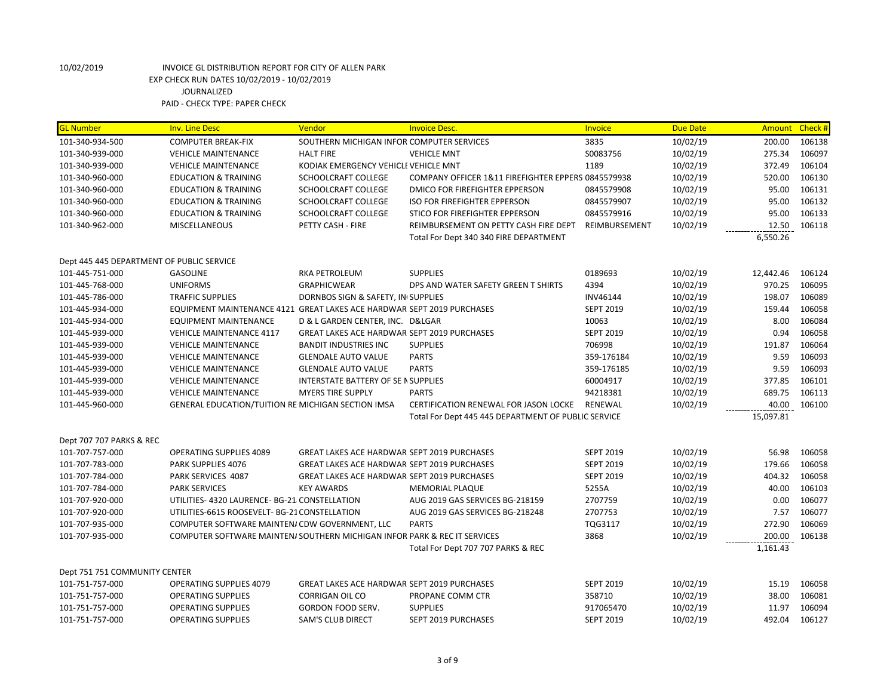10/02/2019 INVOICE GL DISTRIBUTION REPORT FOR CITY OF ALLEN PARK
EXP CHECK RUN DATES 10/02/2019 - 10/02/2019
JOURNALIZED
PAID - CHECK TYPE: PAPER CHECK

| GL Number | Inv. Line Desc | Vendor | Invoice Desc. | Invoice | Due Date | Amount | Check # |
|---|---|---|---|---|---|---|---|
| 101-340-934-500 | COMPUTER BREAK-FIX | SOUTHERN MICHIGAN INFOR | COMPUTER SERVICES | 3835 | 10/02/19 | 200.00 | 106138 |
| 101-340-939-000 | VEHICLE MAINTENANCE | HALT FIRE | VEHICLE MNT | S0083756 | 10/02/19 | 275.34 | 106097 |
| 101-340-939-000 | VEHICLE MAINTENANCE | KODIAK EMERGENCY VEHICLE | VEHICLE MNT | 1189 | 10/02/19 | 372.49 | 106104 |
| 101-340-960-000 | EDUCATION & TRAINING | SCHOOLCRAFT COLLEGE | COMPANY OFFICER 1&11 FIREFIGHTER EPPERS | 0845579938 | 10/02/19 | 520.00 | 106130 |
| 101-340-960-000 | EDUCATION & TRAINING | SCHOOLCRAFT COLLEGE | DMICO FOR FIREFIGHTER EPPERSON | 0845579908 | 10/02/19 | 95.00 | 106131 |
| 101-340-960-000 | EDUCATION & TRAINING | SCHOOLCRAFT COLLEGE | ISO FOR FIREFIGHTER EPPERSON | 0845579907 | 10/02/19 | 95.00 | 106132 |
| 101-340-960-000 | EDUCATION & TRAINING | SCHOOLCRAFT COLLEGE | STICO FOR FIREFIGHTER EPPERSON | 0845579916 | 10/02/19 | 95.00 | 106133 |
| 101-340-962-000 | MISCELLANEOUS | PETTY CASH - FIRE | REIMBURSEMENT ON PETTY CASH FIRE DEPT | REIMBURSEMENT | 10/02/19 | 12.50 | 106118 |
| | | | Total For Dept 340 340 FIRE DEPARTMENT | | | 6,550.26 | |
| Dept 445 445 DEPARTMENT OF PUBLIC SERVICE | | | | | | | |
| 101-445-751-000 | GASOLINE | RKA PETROLEUM | SUPPLIES | 0189693 | 10/02/19 | 12,442.46 | 106124 |
| 101-445-768-000 | UNIFORMS | GRAPHICWEAR | DPS AND WATER SAFETY GREEN T SHIRTS | 4394 | 10/02/19 | 970.25 | 106095 |
| 101-445-786-000 | TRAFFIC SUPPLIES | DORNBOS SIGN & SAFETY, IN | SUPPLIES | INV46144 | 10/02/19 | 198.07 | 106089 |
| 101-445-934-000 | EQUIPMENT MAINTENANCE 4121 | GREAT LAKES ACE HARDWAR | SEPT 2019 PURCHASES | SEPT 2019 | 10/02/19 | 159.44 | 106058 |
| 101-445-934-000 | EQUIPMENT MAINTENANCE | D & L GARDEN CENTER, INC. | D&LGAR | 10063 | 10/02/19 | 8.00 | 106084 |
| 101-445-939-000 | VEHICLE MAINTENANCE 4117 | GREAT LAKES ACE HARDWAR | SEPT 2019 PURCHASES | SEPT 2019 | 10/02/19 | 0.94 | 106058 |
| 101-445-939-000 | VEHICLE MAINTENANCE | BANDIT INDUSTRIES INC | SUPPLIES | 706998 | 10/02/19 | 191.87 | 106064 |
| 101-445-939-000 | VEHICLE MAINTENANCE | GLENDALE AUTO VALUE | PARTS | 359-176184 | 10/02/19 | 9.59 | 106093 |
| 101-445-939-000 | VEHICLE MAINTENANCE | GLENDALE AUTO VALUE | PARTS | 359-176185 | 10/02/19 | 9.59 | 106093 |
| 101-445-939-000 | VEHICLE MAINTENANCE | INTERSTATE BATTERY OF SE M | SUPPLIES | 60004917 | 10/02/19 | 377.85 | 106101 |
| 101-445-939-000 | VEHICLE MAINTENANCE | MYERS TIRE SUPPLY | PARTS | 94218381 | 10/02/19 | 689.75 | 106113 |
| 101-445-960-000 | GENERAL EDUCATION/TUITION RE | MICHIGAN SECTION IMSA | CERTIFICATION RENEWAL FOR JASON LOCKE | RENEWAL | 10/02/19 | 40.00 | 106100 |
| | | | Total For Dept 445 445 DEPARTMENT OF PUBLIC SERVICE | | | 15,097.81 | |
| Dept 707 707 PARKS & REC | | | | | | | |
| 101-707-757-000 | OPERATING SUPPLIES 4089 | GREAT LAKES ACE HARDWAR | SEPT 2019 PURCHASES | SEPT 2019 | 10/02/19 | 56.98 | 106058 |
| 101-707-783-000 | PARK SUPPLIES 4076 | GREAT LAKES ACE HARDWAR | SEPT 2019 PURCHASES | SEPT 2019 | 10/02/19 | 179.66 | 106058 |
| 101-707-784-000 | PARK SERVICES 4087 | GREAT LAKES ACE HARDWAR | SEPT 2019 PURCHASES | SEPT 2019 | 10/02/19 | 404.32 | 106058 |
| 101-707-784-000 | PARK SERVICES | KEY AWARDS | MEMORIAL PLAQUE | 5255A | 10/02/19 | 40.00 | 106103 |
| 101-707-920-000 | UTILITIES- 4320 LAURENCE- BG-21 | CONSTELLATION | AUG 2019 GAS SERVICES BG-218159 | 2707759 | 10/02/19 | 0.00 | 106077 |
| 101-707-920-000 | UTILITIES-6615 ROOSEVELT- BG-21 | CONSTELLATION | AUG 2019 GAS SERVICES BG-218248 | 2707753 | 10/02/19 | 7.57 | 106077 |
| 101-707-935-000 | COMPUTER SOFTWARE MAINTEN/ | CDW GOVERNMENT, LLC | PARTS | TQG3117 | 10/02/19 | 272.90 | 106069 |
| 101-707-935-000 | COMPUTER SOFTWARE MAINTEN/ | SOUTHERN MICHIGAN INFOR | PARK & REC IT SERVICES | 3868 | 10/02/19 | 200.00 | 106138 |
| | | | Total For Dept 707 707 PARKS & REC | | | 1,161.43 | |
| Dept 751 751 COMMUNITY CENTER | | | | | | | |
| 101-751-757-000 | OPERATING SUPPLIES 4079 | GREAT LAKES ACE HARDWAR | SEPT 2019 PURCHASES | SEPT 2019 | 10/02/19 | 15.19 | 106058 |
| 101-751-757-000 | OPERATING SUPPLIES | CORRIGAN OIL CO | PROPANE COMM CTR | 358710 | 10/02/19 | 38.00 | 106081 |
| 101-751-757-000 | OPERATING SUPPLIES | GORDON FOOD SERV. | SUPPLIES | 917065470 | 10/02/19 | 11.97 | 106094 |
| 101-751-757-000 | OPERATING SUPPLIES | SAM'S CLUB DIRECT | SEPT 2019 PURCHASES | SEPT 2019 | 10/02/19 | 492.04 | 106127 |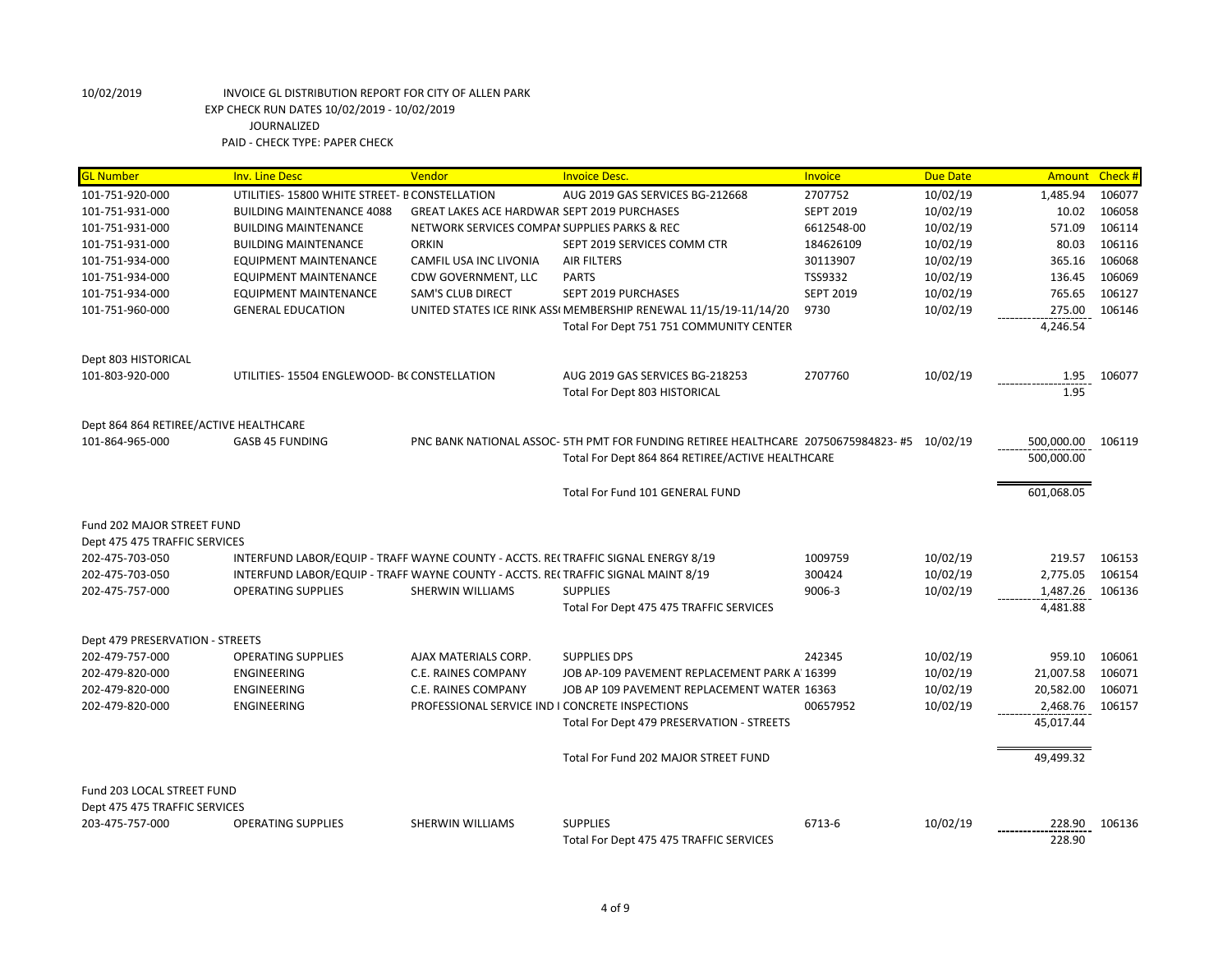10/02/2019 INVOICE GL DISTRIBUTION REPORT FOR CITY OF ALLEN PARK
EXP CHECK RUN DATES 10/02/2019 - 10/02/2019
JOURNALIZED
PAID - CHECK TYPE: PAPER CHECK

| GL Number | Inv. Line Desc | Vendor | Invoice Desc. | Invoice | Due Date | Amount | Check # |
|---|---|---|---|---|---|---|---|
| 101-751-920-000 | UTILITIES- 15800 WHITE STREET- B | CONSTELLATION | AUG 2019 GAS SERVICES BG-212668 | 2707752 | 10/02/19 | 1,485.94 | 106077 |
| 101-751-931-000 | BUILDING MAINTENANCE 4088 | GREAT LAKES ACE HARDWAR | SEPT 2019 PURCHASES | SEPT 2019 | 10/02/19 | 10.02 | 106058 |
| 101-751-931-000 | BUILDING MAINTENANCE | NETWORK SERVICES COMPAI | SUPPLIES PARKS & REC | 6612548-00 | 10/02/19 | 571.09 | 106114 |
| 101-751-931-000 | BUILDING MAINTENANCE | ORKIN | SEPT 2019 SERVICES COMM CTR | 184626109 | 10/02/19 | 80.03 | 106116 |
| 101-751-934-000 | EQUIPMENT MAINTENANCE | CAMFIL USA INC LIVONIA | AIR FILTERS | 30113907 | 10/02/19 | 365.16 | 106068 |
| 101-751-934-000 | EQUIPMENT MAINTENANCE | CDW GOVERNMENT, LLC | PARTS | TSS9332 | 10/02/19 | 136.45 | 106069 |
| 101-751-934-000 | EQUIPMENT MAINTENANCE | SAM'S CLUB DIRECT | SEPT 2019 PURCHASES | SEPT 2019 | 10/02/19 | 765.65 | 106127 |
| 101-751-960-000 | GENERAL EDUCATION | UNITED STATES ICE RINK ASS( | MEMBERSHIP RENEWAL 11/15/19-11/14/20 | 9730 | 10/02/19 | 275.00 | 106146 |
| | | | Total For Dept 751 751 COMMUNITY CENTER | | | 4,246.54 | |
| Dept 803 HISTORICAL | | | | | | | |
| 101-803-920-000 | UTILITIES- 15504 ENGLEWOOD- BC | CONSTELLATION | AUG 2019 GAS SERVICES BG-218253 | 2707760 | 10/02/19 | 1.95 | 106077 |
| | | | Total For Dept 803 HISTORICAL | | | 1.95 | |
| Dept 864 864 RETIREE/ACTIVE HEALTHCARE | | | | | | | |
| 101-864-965-000 | GASB 45 FUNDING | PNC BANK NATIONAL ASSOC- | 5TH PMT FOR FUNDING RETIREE HEALTHCARE | 20750675984823- #5 | 10/02/19 | 500,000.00 | 106119 |
| | | | Total For Dept 864 864 RETIREE/ACTIVE HEALTHCARE | | | 500,000.00 | |
| | | | Total For Fund 101 GENERAL FUND | | | 601,068.05 | |
| Fund 202 MAJOR STREET FUND | | | | | | | |
| Dept 475 475 TRAFFIC SERVICES | | | | | | | |
| 202-475-703-050 | INTERFUND LABOR/EQUIP - TRAFF | WAYNE COUNTY - ACCTS. RE( | TRAFFIC SIGNAL ENERGY 8/19 | 1009759 | 10/02/19 | 219.57 | 106153 |
| 202-475-703-050 | INTERFUND LABOR/EQUIP - TRAFF | WAYNE COUNTY - ACCTS. RE( | TRAFFIC SIGNAL MAINT 8/19 | 300424 | 10/02/19 | 2,775.05 | 106154 |
| 202-475-757-000 | OPERATING SUPPLIES | SHERWIN WILLIAMS | SUPPLIES | 9006-3 | 10/02/19 | 1,487.26 | 106136 |
| | | | Total For Dept 475 475 TRAFFIC SERVICES | | | 4,481.88 | |
| Dept 479 PRESERVATION - STREETS | | | | | | | |
| 202-479-757-000 | OPERATING SUPPLIES | AJAX MATERIALS CORP. | SUPPLIES DPS | 242345 | 10/02/19 | 959.10 | 106061 |
| 202-479-820-000 | ENGINEERING | C.E. RAINES COMPANY | JOB AP-109 PAVEMENT REPLACEMENT PARK A | 16399 | 10/02/19 | 21,007.58 | 106071 |
| 202-479-820-000 | ENGINEERING | C.E. RAINES COMPANY | JOB AP 109 PAVEMENT REPLACEMENT WATER | 16363 | 10/02/19 | 20,582.00 | 106071 |
| 202-479-820-000 | ENGINEERING | PROFESSIONAL SERVICE IND I | CONCRETE INSPECTIONS | 00657952 | 10/02/19 | 2,468.76 | 106157 |
| | | | Total For Dept 479 PRESERVATION - STREETS | | | 45,017.44 | |
| | | | Total For Fund 202 MAJOR STREET FUND | | | 49,499.32 | |
| Fund 203 LOCAL STREET FUND | | | | | | | |
| Dept 475 475 TRAFFIC SERVICES | | | | | | | |
| 203-475-757-000 | OPERATING SUPPLIES | SHERWIN WILLIAMS | SUPPLIES | 6713-6 | 10/02/19 | 228.90 | 106136 |
| | | | Total For Dept 475 475 TRAFFIC SERVICES | | | 228.90 | |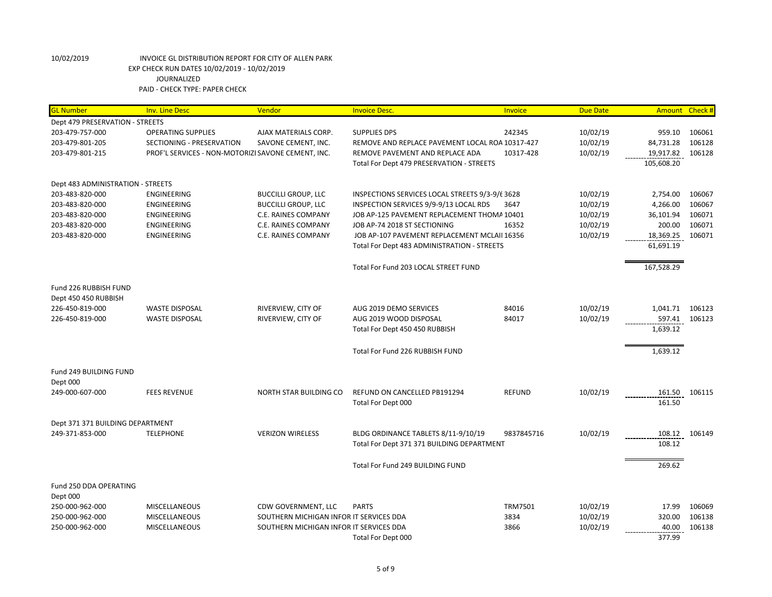10/02/2019 INVOICE GL DISTRIBUTION REPORT FOR CITY OF ALLEN PARK
EXP CHECK RUN DATES 10/02/2019 - 10/02/2019
JOURNALIZED
PAID - CHECK TYPE: PAPER CHECK

| GL Number | Inv. Line Desc | Vendor | Invoice Desc. | Invoice | Due Date | Amount | Check # |
|---|---|---|---|---|---|---|---|
| Dept 479 PRESERVATION - STREETS | | | | | | | |
| 203-479-757-000 | OPERATING SUPPLIES | AJAX MATERIALS CORP. | SUPPLIES DPS | 242345 | 10/02/19 | 959.10 | 106061 |
| 203-479-801-205 | SECTIONING - PRESERVATION | SAVONE CEMENT, INC. | REMOVE AND REPLACE PAVEMENT LOCAL ROA | 10317-427 | 10/02/19 | 84,731.28 | 106128 |
| 203-479-801-215 | PROF'L SERVICES - NON-MOTORIZI | SAVONE CEMENT, INC. | REMOVE PAVEMENT AND REPLACE ADA | 10317-428 | 10/02/19 | 19,917.82 | 106128 |
| | | | Total For Dept 479 PRESERVATION - STREETS | | | 105,608.20 | |
| Dept 483 ADMINISTRATION - STREETS | | | | | | | |
| 203-483-820-000 | ENGINEERING | BUCCILLI GROUP, LLC | INSPECTIONS SERVICES LOCAL STREETS 9/3-9/6 | 3628 | 10/02/19 | 2,754.00 | 106067 |
| 203-483-820-000 | ENGINEERING | BUCCILLI GROUP, LLC | INSPECTION SERVICES 9/9-9/13 LOCAL RDS | 3647 | 10/02/19 | 4,266.00 | 106067 |
| 203-483-820-000 | ENGINEERING | C.E. RAINES COMPANY | JOB AP-125 PAVEMENT REPLACEMENT THOMA | 10401 | 10/02/19 | 36,101.94 | 106071 |
| 203-483-820-000 | ENGINEERING | C.E. RAINES COMPANY | JOB AP-74 2018 ST SECTIONING | 16352 | 10/02/19 | 200.00 | 106071 |
| 203-483-820-000 | ENGINEERING | C.E. RAINES COMPANY | JOB AP-107 PAVEMENT REPLACEMENT MCLAII | 16356 | 10/02/19 | 18,369.25 | 106071 |
| | | | Total For Dept 483 ADMINISTRATION - STREETS | | | 61,691.19 | |
| | | | Total For Fund 203 LOCAL STREET FUND | | | 167,528.29 | |
| Fund 226 RUBBISH FUND | | | | | | | |
| Dept 450 450 RUBBISH | | | | | | | |
| 226-450-819-000 | WASTE DISPOSAL | RIVERVIEW, CITY OF | AUG 2019 DEMO SERVICES | 84016 | 10/02/19 | 1,041.71 | 106123 |
| 226-450-819-000 | WASTE DISPOSAL | RIVERVIEW, CITY OF | AUG 2019 WOOD DISPOSAL | 84017 | 10/02/19 | 597.41 | 106123 |
| | | | Total For Dept 450 450 RUBBISH | | | 1,639.12 | |
| | | | Total For Fund 226 RUBBISH FUND | | | 1,639.12 | |
| Fund 249 BUILDING FUND | | | | | | | |
| Dept 000 | | | | | | | |
| 249-000-607-000 | FEES REVENUE | NORTH STAR BUILDING CO | REFUND ON CANCELLED PB191294 | REFUND | 10/02/19 | 161.50 | 106115 |
| | | | Total For Dept 000 | | | 161.50 | |
| Dept 371 371 BUILDING DEPARTMENT | | | | | | | |
| 249-371-853-000 | TELEPHONE | VERIZON WIRELESS | BLDG ORDINANCE TABLETS 8/11-9/10/19 | 9837845716 | 10/02/19 | 108.12 | 106149 |
| | | | Total For Dept 371 371 BUILDING DEPARTMENT | | | 108.12 | |
| | | | Total For Fund 249 BUILDING FUND | | | 269.62 | |
| Fund 250 DDA OPERATING | | | | | | | |
| Dept 000 | | | | | | | |
| 250-000-962-000 | MISCELLANEOUS | CDW GOVERNMENT, LLC | PARTS | TRM7501 | 10/02/19 | 17.99 | 106069 |
| 250-000-962-000 | MISCELLANEOUS | SOUTHERN MICHIGAN INFOR IT SERVICES DDA | | 3834 | 10/02/19 | 320.00 | 106138 |
| 250-000-962-000 | MISCELLANEOUS | SOUTHERN MICHIGAN INFOR IT SERVICES DDA | | 3866 | 10/02/19 | 40.00 | 106138 |
| | | | Total For Dept 000 | | | 377.99 | |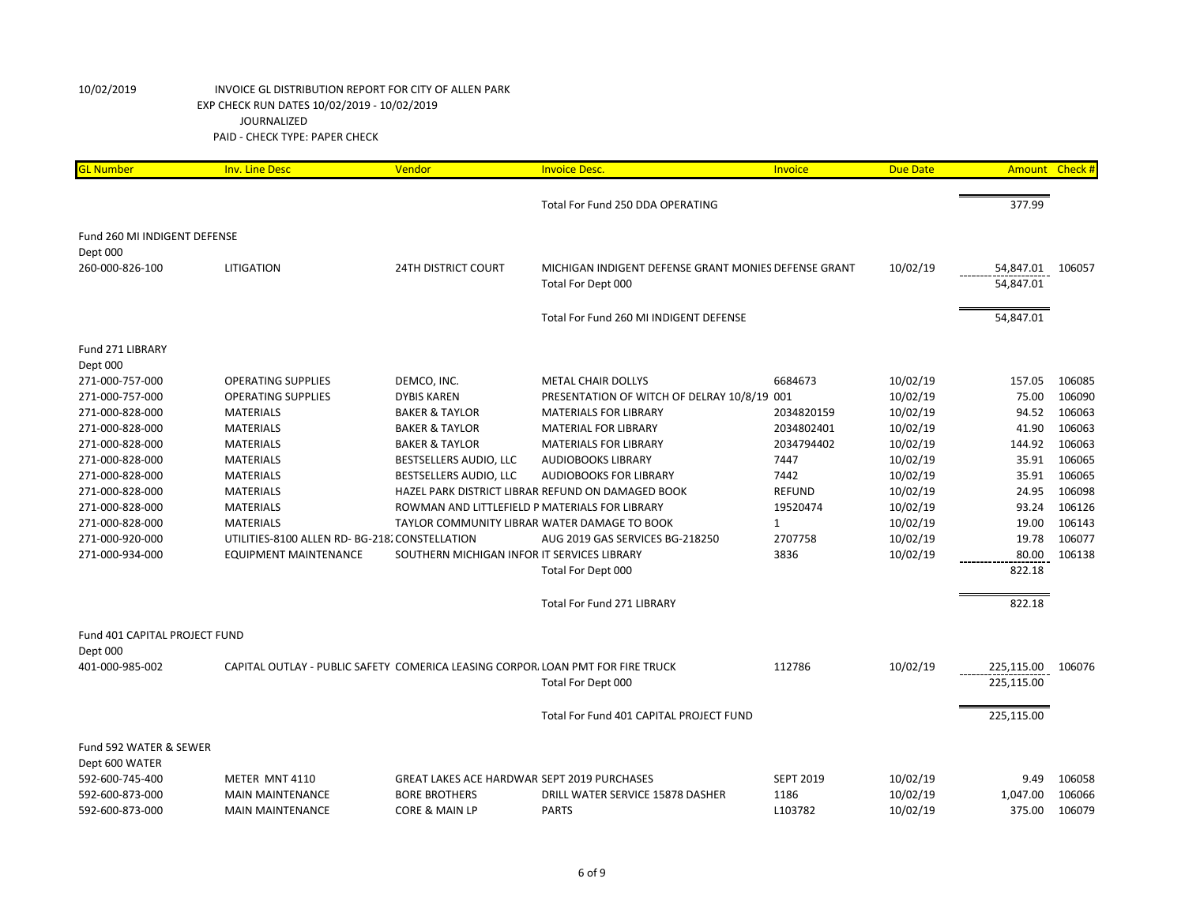10/02/2019 INVOICE GL DISTRIBUTION REPORT FOR CITY OF ALLEN PARK
EXP CHECK RUN DATES 10/02/2019 - 10/02/2019
JOURNALIZED
PAID - CHECK TYPE: PAPER CHECK

| GL Number | Inv. Line Desc | Vendor | Invoice Desc. | Invoice | Due Date | Amount | Check # |
|---|---|---|---|---|---|---|---|
| | | | Total For Fund 250 DDA OPERATING | | | 377.99 | |
| Fund 260 MI INDIGENT DEFENSE | | | | | | | |
| Dept 000 | | | | | | | |
| 260-000-826-100 | LITIGATION | 24TH DISTRICT COURT | MICHIGAN INDIGENT DEFENSE GRANT MONIES | DEFENSE GRANT | 10/02/19 | 54,847.01 | 106057 |
| | | | Total For Dept 000 | | | 54,847.01 | |
| | | | Total For Fund 260 MI INDIGENT DEFENSE | | | 54,847.01 | |
| Fund 271 LIBRARY | | | | | | | |
| Dept 000 | | | | | | | |
| 271-000-757-000 | OPERATING SUPPLIES | DEMCO, INC. | METAL CHAIR DOLLYS | 6684673 | 10/02/19 | 157.05 | 106085 |
| 271-000-757-000 | OPERATING SUPPLIES | DYBIS KAREN | PRESENTATION OF WITCH OF DELRAY 10/8/19 | 001 | 10/02/19 | 75.00 | 106090 |
| 271-000-828-000 | MATERIALS | BAKER & TAYLOR | MATERIALS FOR LIBRARY | 2034820159 | 10/02/19 | 94.52 | 106063 |
| 271-000-828-000 | MATERIALS | BAKER & TAYLOR | MATERIAL FOR LIBRARY | 2034802401 | 10/02/19 | 41.90 | 106063 |
| 271-000-828-000 | MATERIALS | BAKER & TAYLOR | MATERIALS FOR LIBRARY | 2034794402 | 10/02/19 | 144.92 | 106063 |
| 271-000-828-000 | MATERIALS | BESTSELLERS AUDIO, LLC | AUDIOBOOKS LIBRARY | 7447 | 10/02/19 | 35.91 | 106065 |
| 271-000-828-000 | MATERIALS | BESTSELLERS AUDIO, LLC | AUDIOBOOKS FOR LIBRARY | 7442 | 10/02/19 | 35.91 | 106065 |
| 271-000-828-000 | MATERIALS | HAZEL PARK DISTRICT LIBRAR | REFUND ON DAMAGED BOOK | REFUND | 10/02/19 | 24.95 | 106098 |
| 271-000-828-000 | MATERIALS | ROWMAN AND LITTLEFIELD P | MATERIALS FOR LIBRARY | 19520474 | 10/02/19 | 93.24 | 106126 |
| 271-000-828-000 | MATERIALS | TAYLOR COMMUNITY LIBRAR | WATER DAMAGE TO BOOK | 1 | 10/02/19 | 19.00 | 106143 |
| 271-000-920-000 | UTILITIES-8100 ALLEN RD- BG-218 | CONSTELLATION | AUG 2019 GAS SERVICES BG-218250 | 2707758 | 10/02/19 | 19.78 | 106077 |
| 271-000-934-000 | EQUIPMENT MAINTENANCE | SOUTHERN MICHIGAN INFOR | IT SERVICES LIBRARY | 3836 | 10/02/19 | 80.00 | 106138 |
| | | | Total For Dept 000 | | | 822.18 | |
| | | | Total For Fund 271 LIBRARY | | | 822.18 | |
| Fund 401 CAPITAL PROJECT FUND | | | | | | | |
| Dept 000 | | | | | | | |
| 401-000-985-002 | CAPITAL OUTLAY - PUBLIC SAFETY | COMERICA LEASING CORPOR | LOAN PMT FOR FIRE TRUCK | 112786 | 10/02/19 | 225,115.00 | 106076 |
| | | | Total For Dept 000 | | | 225,115.00 | |
| | | | Total For Fund 401 CAPITAL PROJECT FUND | | | 225,115.00 | |
| Fund 592 WATER & SEWER | | | | | | | |
| Dept 600 WATER | | | | | | | |
| 592-600-745-400 | METER MNT 4110 | GREAT LAKES ACE HARDWAR | SEPT 2019 PURCHASES | SEPT 2019 | 10/02/19 | 9.49 | 106058 |
| 592-600-873-000 | MAIN MAINTENANCE | BORE BROTHERS | DRILL WATER SERVICE 15878 DASHER | 1186 | 10/02/19 | 1,047.00 | 106066 |
| 592-600-873-000 | MAIN MAINTENANCE | CORE & MAIN LP | PARTS | L103782 | 10/02/19 | 375.00 | 106079 |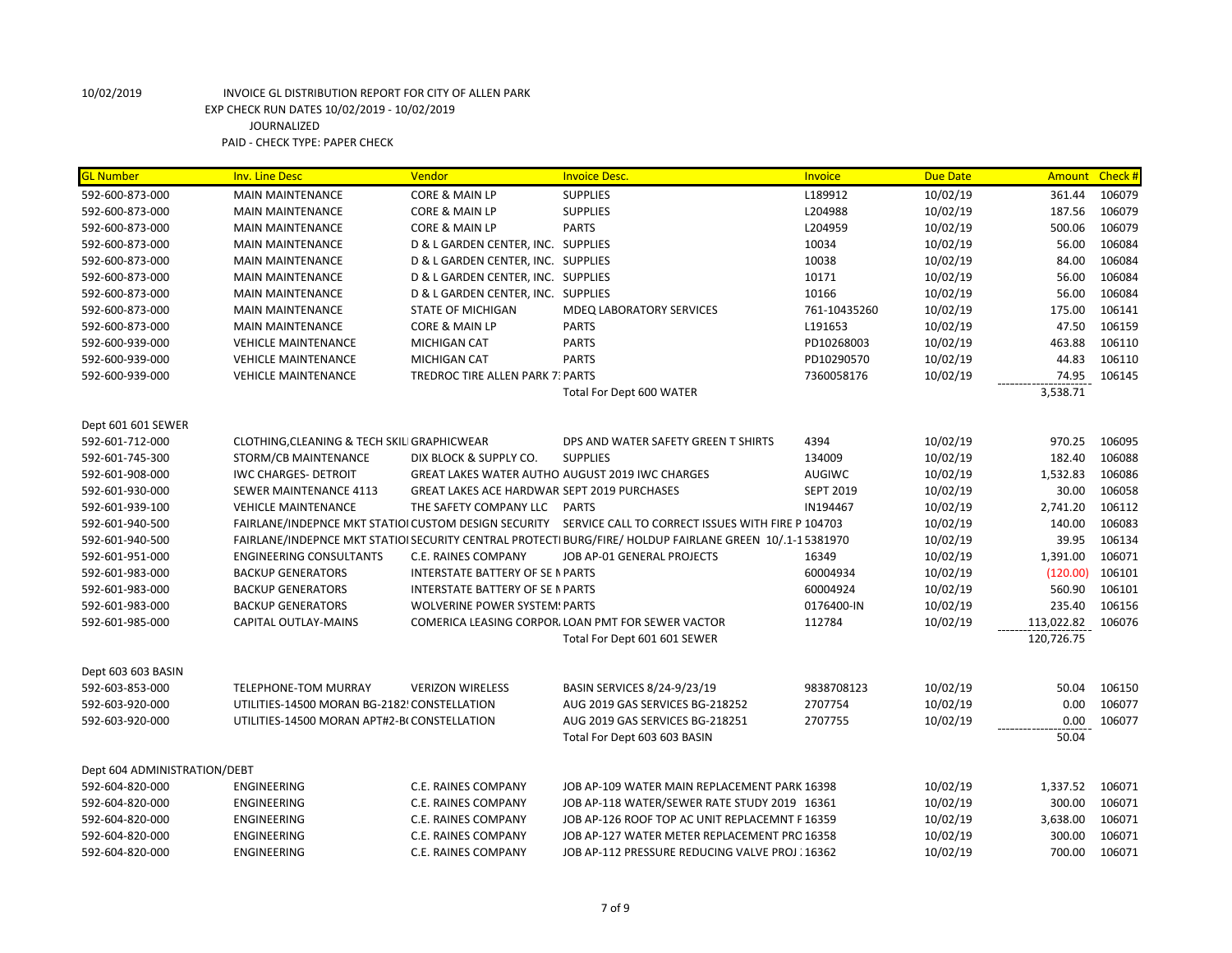10/02/2019 INVOICE GL DISTRIBUTION REPORT FOR CITY OF ALLEN PARK
EXP CHECK RUN DATES 10/02/2019 - 10/02/2019
JOURNALIZED
PAID - CHECK TYPE: PAPER CHECK

| GL Number | Inv. Line Desc | Vendor | Invoice Desc. | Invoice | Due Date | Amount | Check # |
|---|---|---|---|---|---|---|---|
| 592-600-873-000 | MAIN MAINTENANCE | CORE & MAIN LP | SUPPLIES | L189912 | 10/02/19 | 361.44 | 106079 |
| 592-600-873-000 | MAIN MAINTENANCE | CORE & MAIN LP | SUPPLIES | L204988 | 10/02/19 | 187.56 | 106079 |
| 592-600-873-000 | MAIN MAINTENANCE | CORE & MAIN LP | PARTS | L204959 | 10/02/19 | 500.06 | 106079 |
| 592-600-873-000 | MAIN MAINTENANCE | D & L GARDEN CENTER, INC. | SUPPLIES | 10034 | 10/02/19 | 56.00 | 106084 |
| 592-600-873-000 | MAIN MAINTENANCE | D & L GARDEN CENTER, INC. | SUPPLIES | 10038 | 10/02/19 | 84.00 | 106084 |
| 592-600-873-000 | MAIN MAINTENANCE | D & L GARDEN CENTER, INC. | SUPPLIES | 10171 | 10/02/19 | 56.00 | 106084 |
| 592-600-873-000 | MAIN MAINTENANCE | D & L GARDEN CENTER, INC. | SUPPLIES | 10166 | 10/02/19 | 56.00 | 106084 |
| 592-600-873-000 | MAIN MAINTENANCE | STATE OF MICHIGAN | MDEQ LABORATORY SERVICES | 761-10435260 | 10/02/19 | 175.00 | 106141 |
| 592-600-873-000 | MAIN MAINTENANCE | CORE & MAIN LP | PARTS | L191653 | 10/02/19 | 47.50 | 106159 |
| 592-600-939-000 | VEHICLE MAINTENANCE | MICHIGAN CAT | PARTS | PD10268003 | 10/02/19 | 463.88 | 106110 |
| 592-600-939-000 | VEHICLE MAINTENANCE | MICHIGAN CAT | PARTS | PD10290570 | 10/02/19 | 44.83 | 106110 |
| 592-600-939-000 | VEHICLE MAINTENANCE | TREDROC TIRE ALLEN PARK 7: | PARTS | 7360058176 | 10/02/19 | 74.95 | 106145 |
| | | | Total For Dept 600 WATER | | | 3,538.71 | |
| Dept 601 601 SEWER | | | | | | | |
| 592-601-712-000 | CLOTHING,CLEANING & TECH SKILI | GRAPHICWEAR | DPS AND WATER SAFETY GREEN T SHIRTS | 4394 | 10/02/19 | 970.25 | 106095 |
| 592-601-745-300 | STORM/CB MAINTENANCE | DIX BLOCK & SUPPLY CO. | SUPPLIES | 134009 | 10/02/19 | 182.40 | 106088 |
| 592-601-908-000 | IWC CHARGES- DETROIT | GREAT LAKES WATER AUTHO | AUGUST 2019 IWC CHARGES | AUGIWC | 10/02/19 | 1,532.83 | 106086 |
| 592-601-930-000 | SEWER MAINTENANCE 4113 | GREAT LAKES ACE HARDWAR | SEPT 2019 PURCHASES | SEPT 2019 | 10/02/19 | 30.00 | 106058 |
| 592-601-939-100 | VEHICLE MAINTENANCE | THE SAFETY COMPANY LLC | PARTS | IN194467 | 10/02/19 | 2,741.20 | 106112 |
| 592-601-940-500 | FAIRLANE/INDEPNCE MKT STATIOI | CUSTOM DESIGN SECURITY | SERVICE CALL TO CORRECT ISSUES WITH FIRE P | 104703 | 10/02/19 | 140.00 | 106083 |
| 592-601-940-500 | FAIRLANE/INDEPNCE MKT STATIOI | SECURITY CENTRAL PROTECTI | BURG/FIRE/ HOLDUP FAIRLANE GREEN 10/.1-1 | 5381970 | 10/02/19 | 39.95 | 106134 |
| 592-601-951-000 | ENGINEERING CONSULTANTS | C.E. RAINES COMPANY | JOB AP-01 GENERAL PROJECTS | 16349 | 10/02/19 | 1,391.00 | 106071 |
| 592-601-983-000 | BACKUP GENERATORS | INTERSTATE BATTERY OF SE I | PARTS | 60004934 | 10/02/19 | (120.00) | 106101 |
| 592-601-983-000 | BACKUP GENERATORS | INTERSTATE BATTERY OF SE I | PARTS | 60004924 | 10/02/19 | 560.90 | 106101 |
| 592-601-983-000 | BACKUP GENERATORS | WOLVERINE POWER SYSTEM! | PARTS | 0176400-IN | 10/02/19 | 235.40 | 106156 |
| 592-601-985-000 | CAPITAL OUTLAY-MAINS | COMERICA LEASING CORPOR. | LOAN PMT FOR SEWER VACTOR | 112784 | 10/02/19 | 113,022.82 | 106076 |
| | | | Total For Dept 601 601 SEWER | | | 120,726.75 | |
| Dept 603 603 BASIN | | | | | | | |
| 592-603-853-000 | TELEPHONE-TOM MURRAY | VERIZON WIRELESS | BASIN SERVICES 8/24-9/23/19 | 9838708123 | 10/02/19 | 50.04 | 106150 |
| 592-603-920-000 | UTILITIES-14500 MORAN BG-2182! | CONSTELLATION | AUG 2019 GAS SERVICES BG-218252 | 2707754 | 10/02/19 | 0.00 | 106077 |
| 592-603-920-000 | UTILITIES-14500 MORAN APT#2-B( | CONSTELLATION | AUG 2019 GAS SERVICES BG-218251 | 2707755 | 10/02/19 | 0.00 | 106077 |
| | | | Total For Dept 603 603 BASIN | | | 50.04 | |
| Dept 604 ADMINISTRATION/DEBT | | | | | | | |
| 592-604-820-000 | ENGINEERING | C.E. RAINES COMPANY | JOB AP-109 WATER MAIN REPLACEMENT PARK | 16398 | 10/02/19 | 1,337.52 | 106071 |
| 592-604-820-000 | ENGINEERING | C.E. RAINES COMPANY | JOB AP-118 WATER/SEWER RATE STUDY 2019 | 16361 | 10/02/19 | 300.00 | 106071 |
| 592-604-820-000 | ENGINEERING | C.E. RAINES COMPANY | JOB AP-126 ROOF TOP AC UNIT REPLACEMNT F | 16359 | 10/02/19 | 3,638.00 | 106071 |
| 592-604-820-000 | ENGINEERING | C.E. RAINES COMPANY | JOB AP-127 WATER METER REPLACEMENT PRC | 16358 | 10/02/19 | 300.00 | 106071 |
| 592-604-820-000 | ENGINEERING | C.E. RAINES COMPANY | JOB AP-112 PRESSURE REDUCING VALVE PROJ : | 16362 | 10/02/19 | 700.00 | 106071 |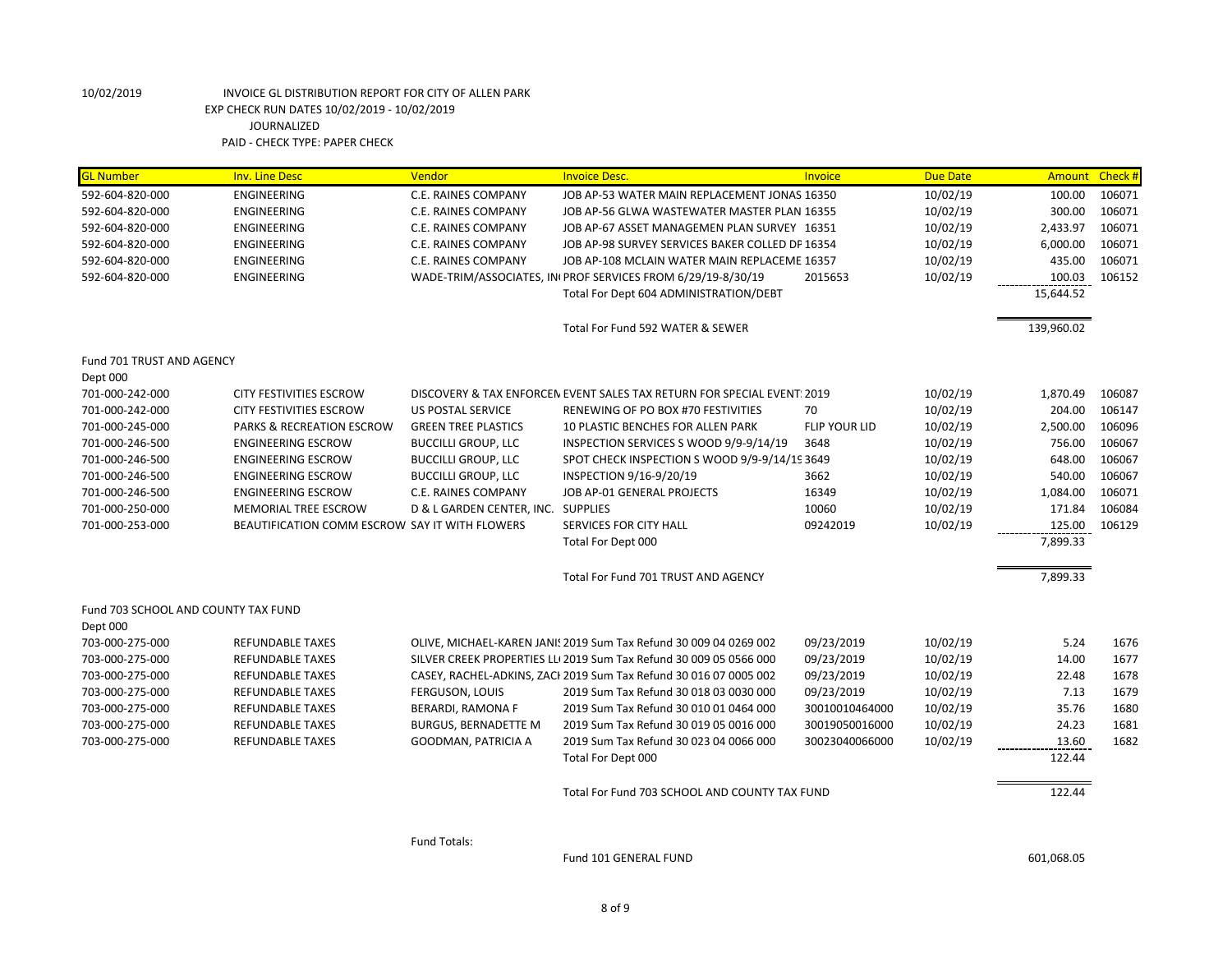10/02/2019 INVOICE GL DISTRIBUTION REPORT FOR CITY OF ALLEN PARK
EXP CHECK RUN DATES 10/02/2019 - 10/02/2019
JOURNALIZED
PAID - CHECK TYPE: PAPER CHECK

| GL Number | Inv. Line Desc | Vendor | Invoice Desc. | Invoice | Due Date | Amount | Check # |
|---|---|---|---|---|---|---|---|
| 592-604-820-000 | ENGINEERING | C.E. RAINES COMPANY | JOB AP-53 WATER MAIN REPLACEMENT JONAS | 16350 | 10/02/19 | 100.00 | 106071 |
| 592-604-820-000 | ENGINEERING | C.E. RAINES COMPANY | JOB AP-56 GLWA WASTEWATER MASTER PLAN | 16355 | 10/02/19 | 300.00 | 106071 |
| 592-604-820-000 | ENGINEERING | C.E. RAINES COMPANY | JOB AP-67 ASSET MANAGEMEN PLAN SURVEY | 16351 | 10/02/19 | 2,433.97 | 106071 |
| 592-604-820-000 | ENGINEERING | C.E. RAINES COMPANY | JOB AP-98 SURVEY SERVICES BAKER COLLED DF | 16354 | 10/02/19 | 6,000.00 | 106071 |
| 592-604-820-000 | ENGINEERING | C.E. RAINES COMPANY | JOB AP-108 MCLAIN WATER MAIN REPLACEME | 16357 | 10/02/19 | 435.00 | 106071 |
| 592-604-820-000 | ENGINEERING | WADE-TRIM/ASSOCIATES, IN | PROF SERVICES FROM 6/29/19-8/30/19 | 2015653 | 10/02/19 | 100.03 | 106152 |
| | | | Total For Dept 604 ADMINISTRATION/DEBT | | | 15,644.52 | |
| | | | Total For Fund 592 WATER & SEWER | | | 139,960.02 | |
| Fund 701 TRUST AND AGENCY | | | | | | | |
| Dept 000 | | | | | | | |
| 701-000-242-000 | CITY FESTIVITIES ESCROW | DISCOVERY & TAX ENFORCEN | EVENT SALES TAX RETURN FOR SPECIAL EVENT | 2019 | 10/02/19 | 1,870.49 | 106087 |
| 701-000-242-000 | CITY FESTIVITIES ESCROW | US POSTAL SERVICE | RENEWING OF PO BOX #70 FESTIVITIES | 70 | 10/02/19 | 204.00 | 106147 |
| 701-000-245-000 | PARKS & RECREATION ESCROW | GREEN TREE PLASTICS | 10 PLASTIC BENCHES FOR ALLEN PARK | FLIP YOUR LID | 10/02/19 | 2,500.00 | 106096 |
| 701-000-246-500 | ENGINEERING ESCROW | BUCCILLI GROUP, LLC | INSPECTION SERVICES S WOOD 9/9-9/14/19 | 3648 | 10/02/19 | 756.00 | 106067 |
| 701-000-246-500 | ENGINEERING ESCROW | BUCCILLI GROUP, LLC | SPOT CHECK INSPECTION S WOOD 9/9-9/14/19 | 3649 | 10/02/19 | 648.00 | 106067 |
| 701-000-246-500 | ENGINEERING ESCROW | BUCCILLI GROUP, LLC | INSPECTION 9/16-9/20/19 | 3662 | 10/02/19 | 540.00 | 106067 |
| 701-000-246-500 | ENGINEERING ESCROW | C.E. RAINES COMPANY | JOB AP-01 GENERAL PROJECTS | 16349 | 10/02/19 | 1,084.00 | 106071 |
| 701-000-250-000 | MEMORIAL TREE ESCROW | D & L GARDEN CENTER, INC. | SUPPLIES | 10060 | 10/02/19 | 171.84 | 106084 |
| 701-000-253-000 | BEAUTIFICATION COMM ESCROW | SAY IT WITH FLOWERS | SERVICES FOR CITY HALL | 09242019 | 10/02/19 | 125.00 | 106129 |
| | | | Total For Dept 000 | | | 7,899.33 | |
| | | | Total For Fund 701 TRUST AND AGENCY | | | 7,899.33 | |
| Fund 703 SCHOOL AND COUNTY TAX FUND | | | | | | | |
| Dept 000 | | | | | | | |
| 703-000-275-000 | REFUNDABLE TAXES | OLIVE, MICHAEL-KAREN JANIS | 2019 Sum Tax Refund 30 009 04 0269 002 | 09/23/2019 | 10/02/19 | 5.24 | 1676 |
| 703-000-275-000 | REFUNDABLE TAXES | SILVER CREEK PROPERTIES LL | 2019 Sum Tax Refund 30 009 05 0566 000 | 09/23/2019 | 10/02/19 | 14.00 | 1677 |
| 703-000-275-000 | REFUNDABLE TAXES | CASEY, RACHEL-ADKINS, ZACH | 2019 Sum Tax Refund 30 016 07 0005 002 | 09/23/2019 | 10/02/19 | 22.48 | 1678 |
| 703-000-275-000 | REFUNDABLE TAXES | FERGUSON, LOUIS | 2019 Sum Tax Refund 30 018 03 0030 000 | 09/23/2019 | 10/02/19 | 7.13 | 1679 |
| 703-000-275-000 | REFUNDABLE TAXES | BERARDI, RAMONA F | 2019 Sum Tax Refund 30 010 01 0464 000 | 30010010464000 | 10/02/19 | 35.76 | 1680 |
| 703-000-275-000 | REFUNDABLE TAXES | BURGUS, BERNADETTE M | 2019 Sum Tax Refund 30 019 05 0016 000 | 30019050016000 | 10/02/19 | 24.23 | 1681 |
| 703-000-275-000 | REFUNDABLE TAXES | GOODMAN, PATRICIA A | 2019 Sum Tax Refund 30 023 04 0066 000 | 30023040066000 | 10/02/19 | 13.60 | 1682 |
| | | | Total For Dept 000 | | | 122.44 | |
| | | | Total For Fund 703 SCHOOL AND COUNTY TAX FUND | | | 122.44 | |

Fund Totals:

| | |
|---|---|
| Fund 101 GENERAL FUND | 601,068.05 |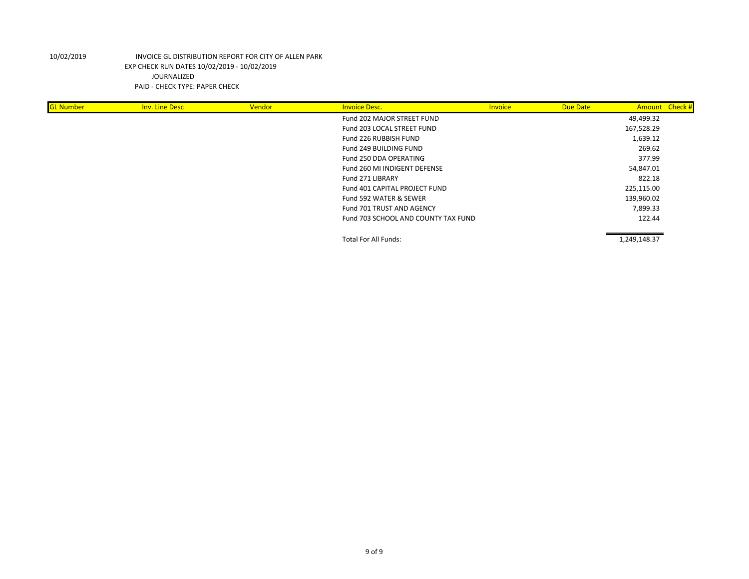10/02/2019 INVOICE GL DISTRIBUTION REPORT FOR CITY OF ALLEN PARK
EXP CHECK RUN DATES 10/02/2019 - 10/02/2019
JOURNALIZED
PAID - CHECK TYPE: PAPER CHECK

| GL Number | Inv. Line Desc | Vendor | Invoice Desc. | Invoice | Due Date | Amount | Check # |
|---|---|---|---|---|---|---|---|
| | | | Fund 202 MAJOR STREET FUND | | | 49,499.32 | |
| | | | Fund 203 LOCAL STREET FUND | | | 167,528.29 | |
| | | | Fund 226 RUBBISH FUND | | | 1,639.12 | |
| | | | Fund 249 BUILDING FUND | | | 269.62 | |
| | | | Fund 250 DDA OPERATING | | | 377.99 | |
| | | | Fund 260 MI INDIGENT DEFENSE | | | 54,847.01 | |
| | | | Fund 271 LIBRARY | | | 822.18 | |
| | | | Fund 401 CAPITAL PROJECT FUND | | | 225,115.00 | |
| | | | Fund 592 WATER & SEWER | | | 139,960.02 | |
| | | | Fund 701 TRUST AND AGENCY | | | 7,899.33 | |
| | | | Fund 703 SCHOOL AND COUNTY TAX FUND | | | 122.44 | |
| | | | Total For All Funds: | | | 1,249,148.37 | |